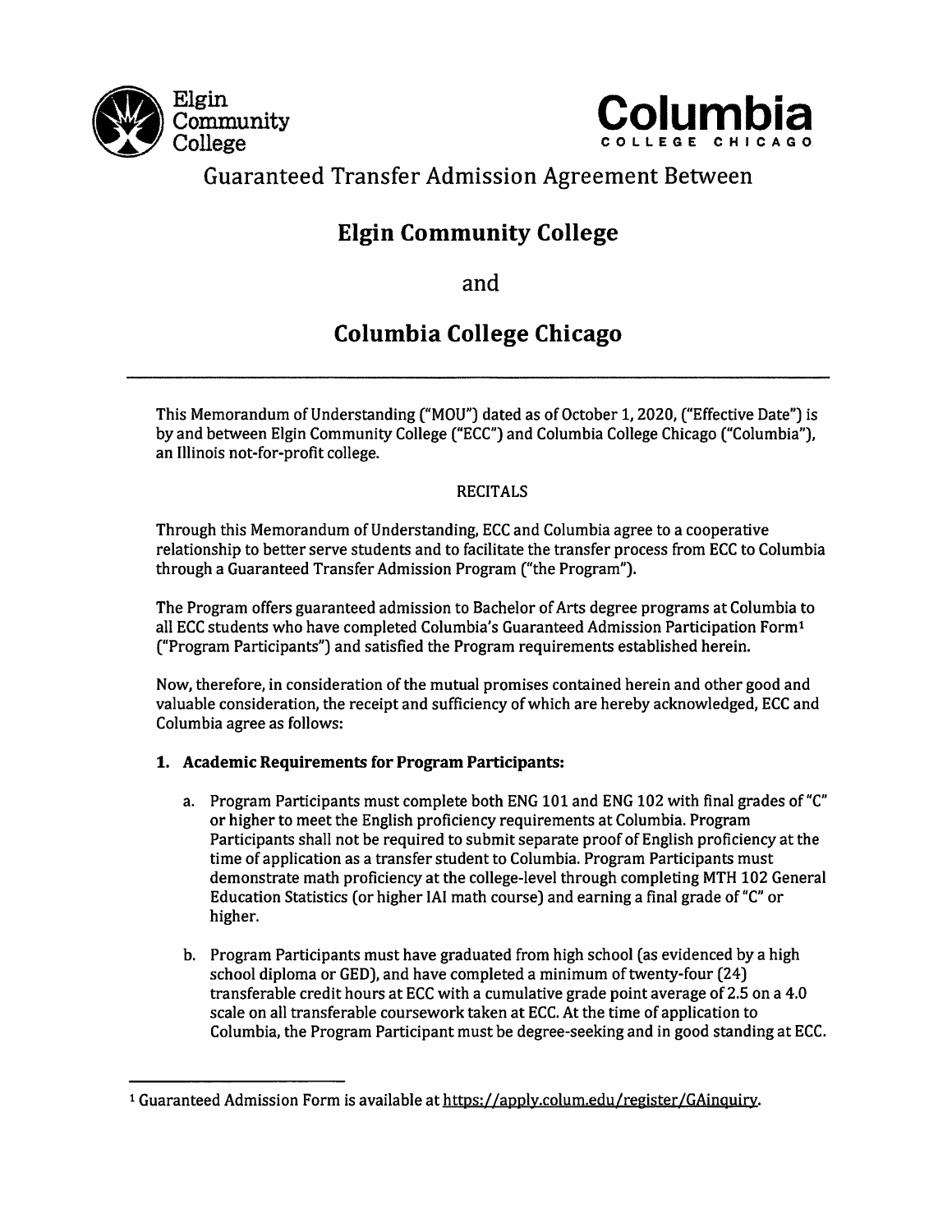Elgin Community College

**Columbia** COLLEGE CHICAGO

# Guaranteed Transfer Admission Agreement Between

# **Elgin Community College**

## and

# **Columbia College Chicago**

---

This Memorandum of Understanding ("MOU") dated as of October 1, 2020, ("Effective Date") is by and between Elgin Community College ("ECC") and Columbia College Chicago ("Columbia"), an Illinois not-for-profit college.

RECITALS

Through this Memorandum of Understanding, ECC and Columbia agree to a cooperative relationship to better serve students and to facilitate the transfer process from ECC to Columbia through a Guaranteed Transfer Admission Program ("the Program").

The Program offers guaranteed admission to Bachelor of Arts degree programs at Columbia to all ECC students who have completed Columbia's Guaranteed Admission Participation Form[1] ("Program Participants") and satisfied the Program requirements established herein.

Now, therefore, in consideration of the mutual promises contained herein and other good and valuable consideration, the receipt and sufficiency of which are hereby acknowledged, ECC and Columbia agree as follows:

1. **Academic Requirements for Program Participants:**

   a. Program Participants must complete both ENG 101 and ENG 102 with final grades of "C" or higher to meet the English proficiency requirements at Columbia. Program Participants shall not be required to submit separate proof of English proficiency at the time of application as a transfer student to Columbia. Program Participants must demonstrate math proficiency at the college-level through completing MTH 102 General Education Statistics (or higher IAI math course) and earning a final grade of "C" or higher.

   b. Program Participants must have graduated from high school (as evidenced by a high school diploma or GED), and have completed a minimum of twenty-four (24) transferable credit hours at ECC with a cumulative grade point average of 2.5 on a 4.0 scale on all transferable coursework taken at ECC. At the time of application to Columbia, the Program Participant must be degree-seeking and in good standing at ECC.

---

[1] Guaranteed Admission Form is available at https://apply.colum.edu/register/GAinquiry.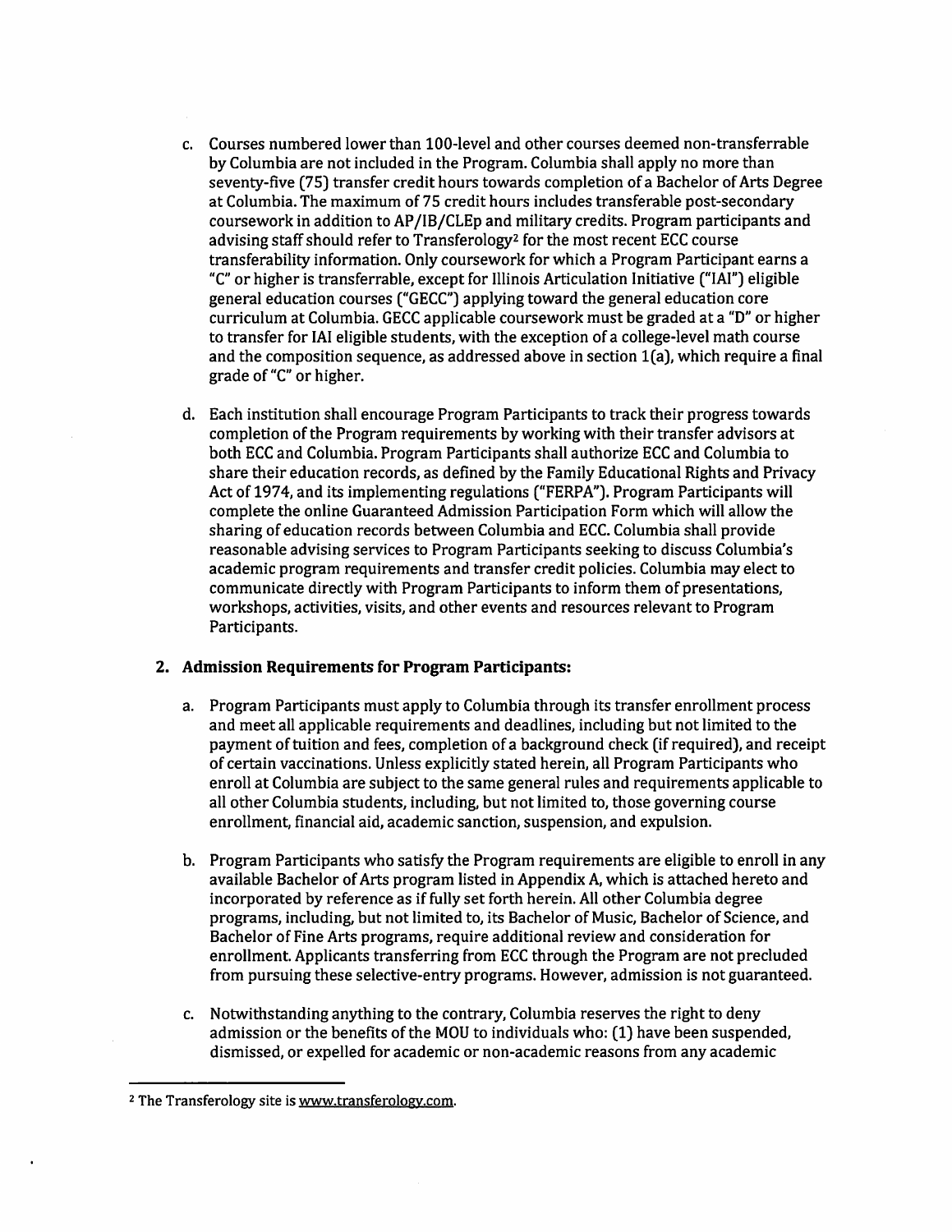c. Courses numbered lower than 100-level and other courses deemed non-transferrable by Columbia are not included in the Program. Columbia shall apply no more than seventy-five (75) transfer credit hours towards completion of a Bachelor of Arts Degree at Columbia. The maximum of 75 credit hours includes transferable post-secondary coursework in addition to AP/IB/CLEp and military credits. Program participants and advising staff should refer to Transferology[2] for the most recent ECC course transferability information. Only coursework for which a Program Participant earns a "C" or higher is transferrable, except for Illinois Articulation Initiative ("IAI") eligible general education courses ("GECC") applying toward the general education core curriculum at Columbia. GECC applicable coursework must be graded at a "D" or higher to transfer for IAI eligible students, with the exception of a college-level math course and the composition sequence, as addressed above in section 1(a), which require a final grade of "C" or higher.

d. Each institution shall encourage Program Participants to track their progress towards completion of the Program requirements by working with their transfer advisors at both ECC and Columbia. Program Participants shall authorize ECC and Columbia to share their education records, as defined by the Family Educational Rights and Privacy Act of 1974, and its implementing regulations ("FERPA"). Program Participants will complete the online Guaranteed Admission Participation Form which will allow the sharing of education records between Columbia and ECC. Columbia shall provide reasonable advising services to Program Participants seeking to discuss Columbia's academic program requirements and transfer credit policies. Columbia may elect to communicate directly with Program Participants to inform them of presentations, workshops, activities, visits, and other events and resources relevant to Program Participants.

## 2. Admission Requirements for Program Participants:

a. Program Participants must apply to Columbia through its transfer enrollment process and meet all applicable requirements and deadlines, including but not limited to the payment of tuition and fees, completion of a background check (if required), and receipt of certain vaccinations. Unless explicitly stated herein, all Program Participants who enroll at Columbia are subject to the same general rules and requirements applicable to all other Columbia students, including, but not limited to, those governing course enrollment, financial aid, academic sanction, suspension, and expulsion.

b. Program Participants who satisfy the Program requirements are eligible to enroll in any available Bachelor of Arts program listed in Appendix A, which is attached hereto and incorporated by reference as if fully set forth herein. All other Columbia degree programs, including, but not limited to, its Bachelor of Music, Bachelor of Science, and Bachelor of Fine Arts programs, require additional review and consideration for enrollment. Applicants transferring from ECC through the Program are not precluded from pursuing these selective-entry programs. However, admission is not guaranteed.

c. Notwithstanding anything to the contrary, Columbia reserves the right to deny admission or the benefits of the MOU to individuals who: (1) have been suspended, dismissed, or expelled for academic or non-academic reasons from any academic

[2] The Transferology site is www.transferology.com.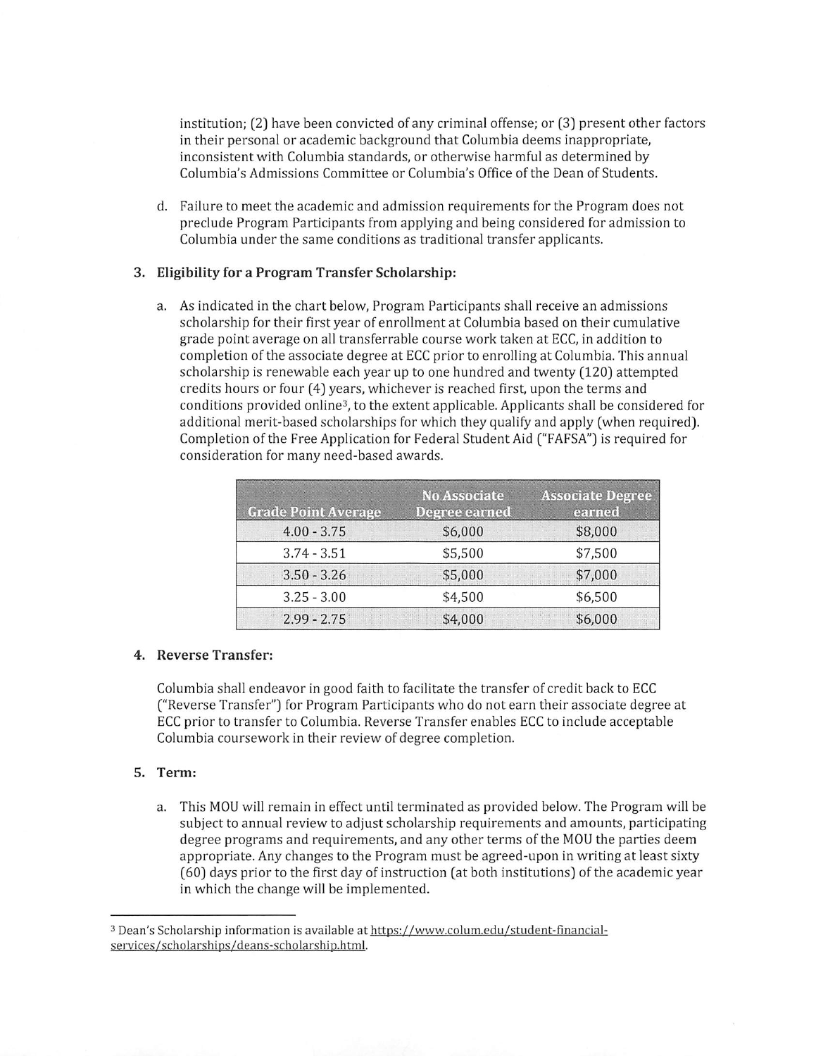institution; (2) have been convicted of any criminal offense; or (3) present other factors in their personal or academic background that Columbia deems inappropriate, inconsistent with Columbia standards, or otherwise harmful as determined by Columbia's Admissions Committee or Columbia's Office of the Dean of Students.

d. Failure to meet the academic and admission requirements for the Program does not preclude Program Participants from applying and being considered for admission to Columbia under the same conditions as traditional transfer applicants.

### 3. Eligibility for a Program Transfer Scholarship:

a. As indicated in the chart below, Program Participants shall receive an admissions scholarship for their first year of enrollment at Columbia based on their cumulative grade point average on all transferrable course work taken at ECC, in addition to completion of the associate degree at ECC prior to enrolling at Columbia. This annual scholarship is renewable each year up to one hundred and twenty (120) attempted credits hours or four (4) years, whichever is reached first, upon the terms and conditions provided online[3], to the extent applicable. Applicants shall be considered for additional merit-based scholarships for which they qualify and apply (when required). Completion of the Free Application for Federal Student Aid ("FAFSA") is required for consideration for many need-based awards.

| Grade Point Average | No Associate Degree earned | Associate Degree earned |
|---|---|---|
| 4.00 - 3.75 | $6,000 | $8,000 |
| 3.74 - 3.51 | $5,500 | $7,500 |
| 3.50 - 3.26 | $5,000 | $7,000 |
| 3.25 - 3.00 | $4,500 | $6,500 |
| 2.99 - 2.75 | $4,000 | $6,000 |

### 4. Reverse Transfer:

Columbia shall endeavor in good faith to facilitate the transfer of credit back to ECC ("Reverse Transfer") for Program Participants who do not earn their associate degree at ECC prior to transfer to Columbia. Reverse Transfer enables ECC to include acceptable Columbia coursework in their review of degree completion.

### 5. Term:

a. This MOU will remain in effect until terminated as provided below. The Program will be subject to annual review to adjust scholarship requirements and amounts, participating degree programs and requirements, and any other terms of the MOU the parties deem appropriate. Any changes to the Program must be agreed-upon in writing at least sixty (60) days prior to the first day of instruction (at both institutions) of the academic year in which the change will be implemented.

---

[3] Dean's Scholarship information is available at https://www.colum.edu/student-financial-services/scholarships/deans-scholarship.html.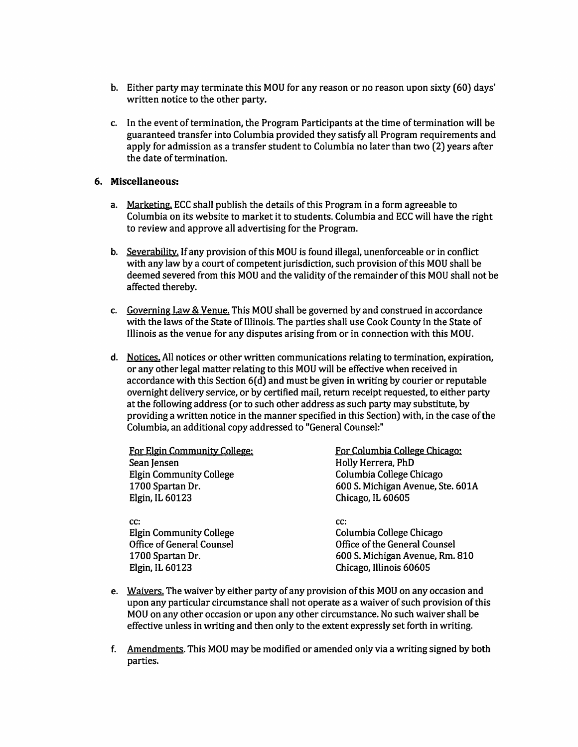b. Either party may terminate this MOU for any reason or no reason upon sixty (60) days' written notice to the other party.

c. In the event of termination, the Program Participants at the time of termination will be guaranteed transfer into Columbia provided they satisfy all Program requirements and apply for admission as a transfer student to Columbia no later than two (2) years after the date of termination.

## 6. Miscellaneous:

a. Marketing. ECC shall publish the details of this Program in a form agreeable to Columbia on its website to market it to students. Columbia and ECC will have the right to review and approve all advertising for the Program.

b. Severability. If any provision of this MOU is found illegal, unenforceable or in conflict with any law by a court of competent jurisdiction, such provision of this MOU shall be deemed severed from this MOU and the validity of the remainder of this MOU shall not be affected thereby.

c. Governing Law & Venue. This MOU shall be governed by and construed in accordance with the laws of the State of Illinois. The parties shall use Cook County in the State of Illinois as the venue for any disputes arising from or in connection with this MOU.

d. Notices. All notices or other written communications relating to termination, expiration, or any other legal matter relating to this MOU will be effective when received in accordance with this Section 6(d) and must be given in writing by courier or reputable overnight delivery service, or by certified mail, return receipt requested, to either party at the following address (or to such other address as such party may substitute, by providing a written notice in the manner specified in this Section) with, in the case of the Columbia, an additional copy addressed to "General Counsel:"

For Elgin Community College:
Sean Jensen
Elgin Community College
1700 Spartan Dr.
Elgin, IL 60123

cc:
Elgin Community College
Office of General Counsel
1700 Spartan Dr.
Elgin, IL 60123

For Columbia College Chicago:
Holly Herrera, PhD
Columbia College Chicago
600 S. Michigan Avenue, Ste. 601A
Chicago, IL 60605

cc:
Columbia College Chicago
Office of the General Counsel
600 S. Michigan Avenue, Rm. 810
Chicago, Illinois 60605

e. Waivers. The waiver by either party of any provision of this MOU on any occasion and upon any particular circumstance shall not operate as a waiver of such provision of this MOU on any other occasion or upon any other circumstance. No such waiver shall be effective unless in writing and then only to the extent expressly set forth in writing.

f. Amendments. This MOU may be modified or amended only via a writing signed by both parties.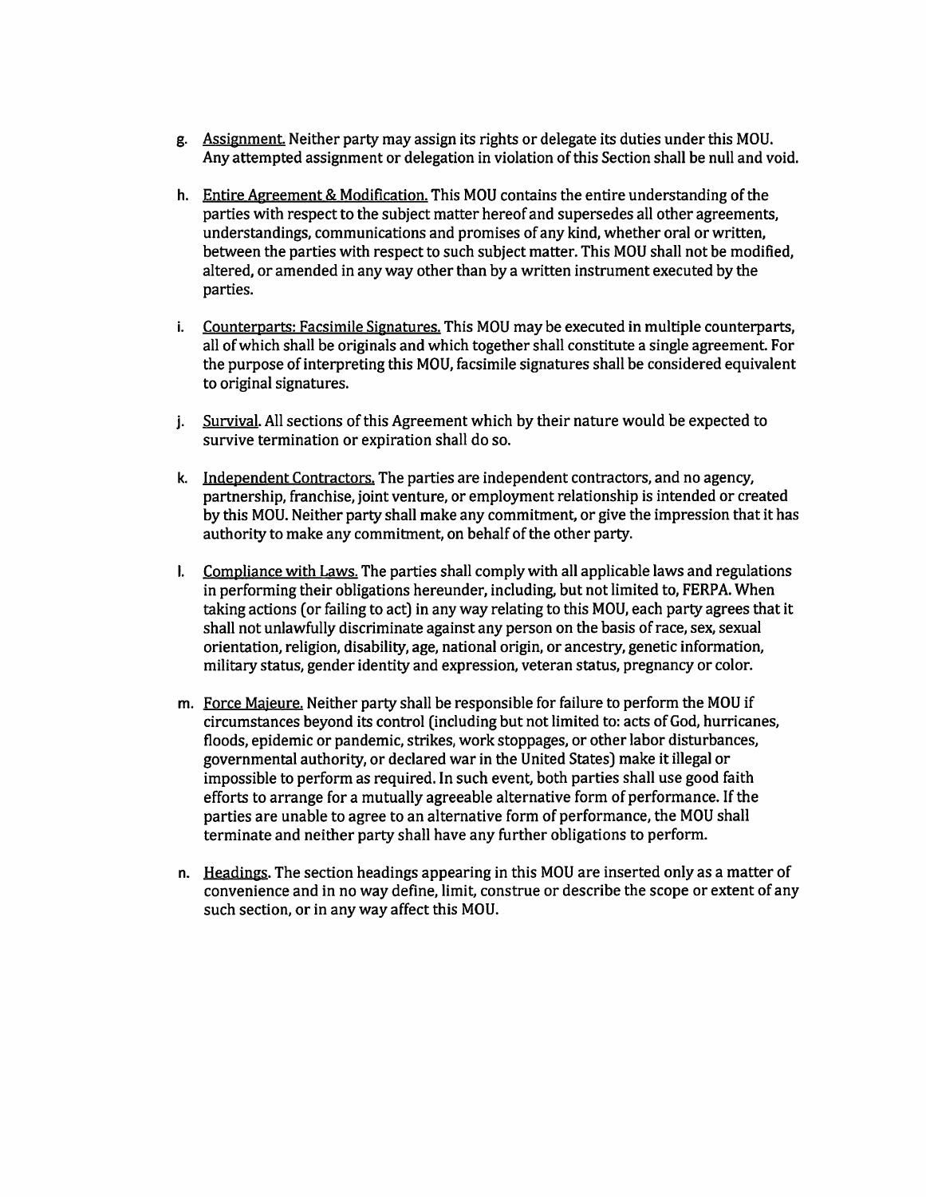g. Assignment. Neither party may assign its rights or delegate its duties under this MOU. Any attempted assignment or delegation in violation of this Section shall be null and void.

h. Entire Agreement & Modification. This MOU contains the entire understanding of the parties with respect to the subject matter hereof and supersedes all other agreements, understandings, communications and promises of any kind, whether oral or written, between the parties with respect to such subject matter. This MOU shall not be modified, altered, or amended in any way other than by a written instrument executed by the parties.

i. Counterparts: Facsimile Signatures. This MOU may be executed in multiple counterparts, all of which shall be originals and which together shall constitute a single agreement. For the purpose of interpreting this MOU, facsimile signatures shall be considered equivalent to original signatures.

j. Survival. All sections of this Agreement which by their nature would be expected to survive termination or expiration shall do so.

k. Independent Contractors. The parties are independent contractors, and no agency, partnership, franchise, joint venture, or employment relationship is intended or created by this MOU. Neither party shall make any commitment, or give the impression that it has authority to make any commitment, on behalf of the other party.

l. Compliance with Laws. The parties shall comply with all applicable laws and regulations in performing their obligations hereunder, including, but not limited to, FERPA. When taking actions (or failing to act) in any way relating to this MOU, each party agrees that it shall not unlawfully discriminate against any person on the basis of race, sex, sexual orientation, religion, disability, age, national origin, or ancestry, genetic information, military status, gender identity and expression, veteran status, pregnancy or color.

m. Force Majeure. Neither party shall be responsible for failure to perform the MOU if circumstances beyond its control (including but not limited to: acts of God, hurricanes, floods, epidemic or pandemic, strikes, work stoppages, or other labor disturbances, governmental authority, or declared war in the United States) make it illegal or impossible to perform as required. In such event, both parties shall use good faith efforts to arrange for a mutually agreeable alternative form of performance. If the parties are unable to agree to an alternative form of performance, the MOU shall terminate and neither party shall have any further obligations to perform.

n. Headings. The section headings appearing in this MOU are inserted only as a matter of convenience and in no way define, limit, construe or describe the scope or extent of any such section, or in any way affect this MOU.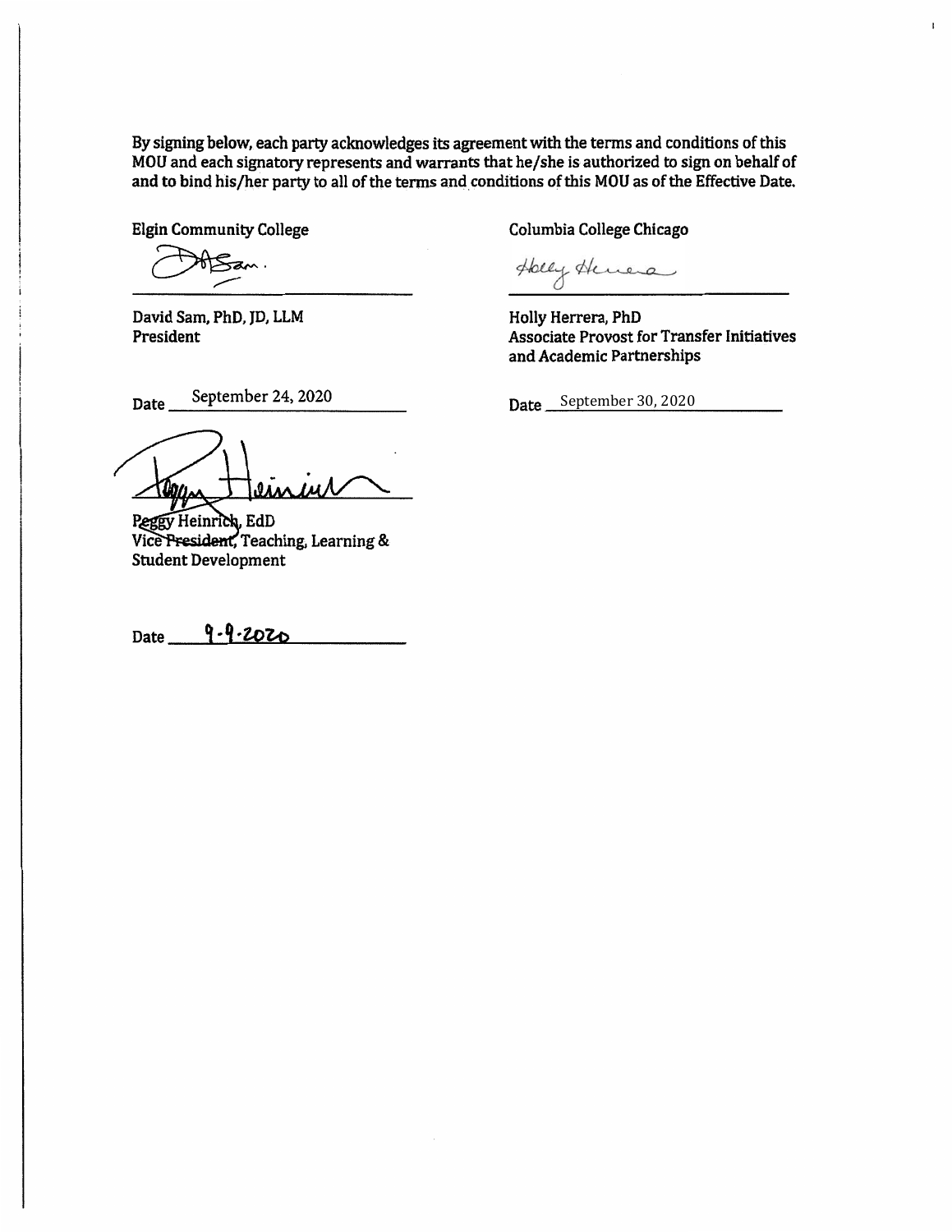By signing below, each party acknowledges its agreement with the terms and conditions of this MOU and each signatory represents and warrants that he/she is authorized to sign on behalf of and to bind his/her party to all of the terms and conditions of this MOU as of the Effective Date.

**Elgin Community College**

David Sam, PhD, JD, LLM
President

Date September 24, 2020

Peggy Heinrich, EdD
Vice President, Teaching, Learning & Student Development

Date 9-9-2020

**Columbia College Chicago**

Holly Herrera, PhD
Associate Provost for Transfer Initiatives and Academic Partnerships

Date September 30, 2020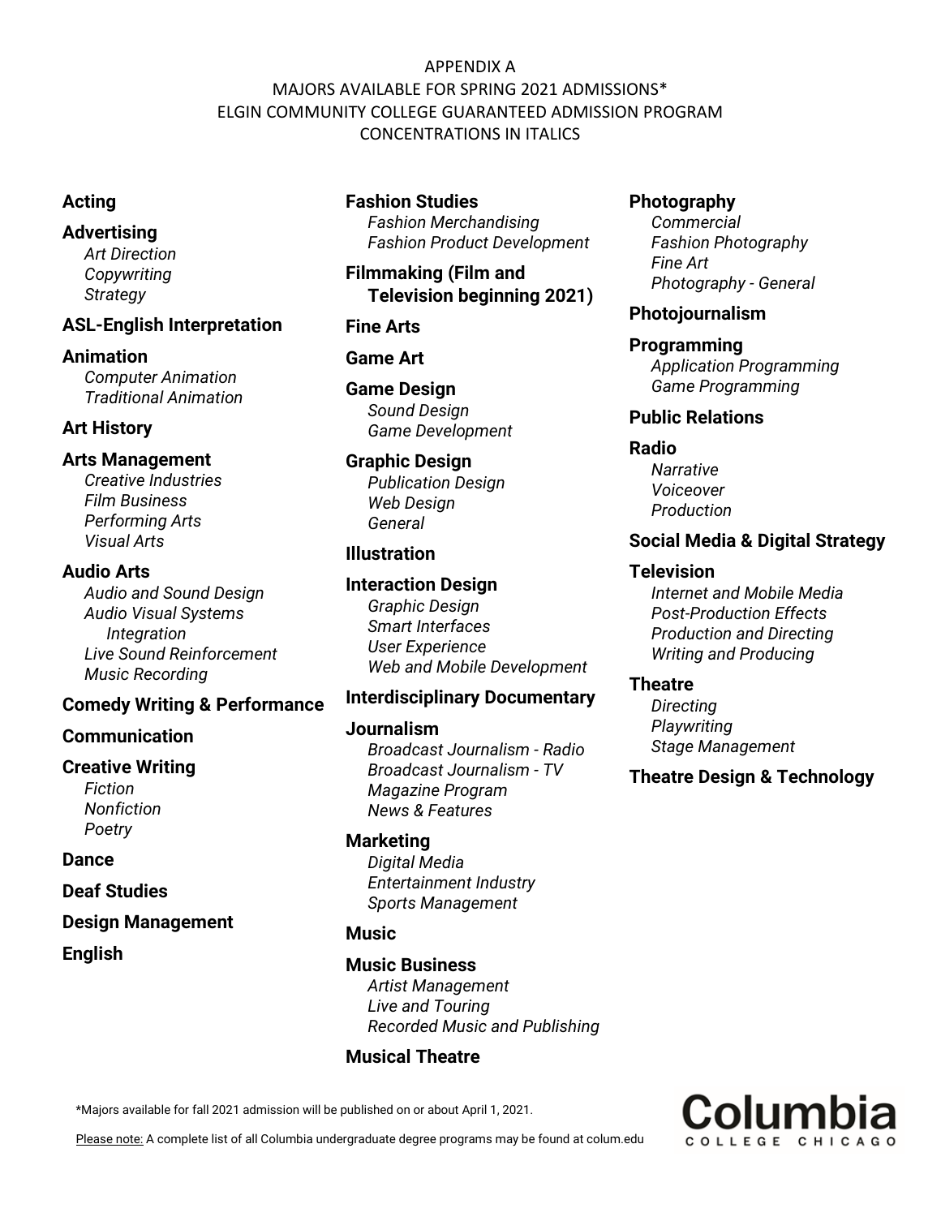APPENDIX A
MAJORS AVAILABLE FOR SPRING 2021 ADMISSIONS*
ELGIN COMMUNITY COLLEGE GUARANTEED ADMISSION PROGRAM
CONCENTRATIONS IN ITALICS

**Acting**

**Advertising**
- *Art Direction*
- *Copywriting*
- *Strategy*

**ASL-English Interpretation**

**Animation**
- *Computer Animation*
- *Traditional Animation*

**Art History**

**Arts Management**
- *Creative Industries*
- *Film Business*
- *Performing Arts*
- *Visual Arts*

**Audio Arts**
- *Audio and Sound Design*
- *Audio Visual Systems Integration*
- *Live Sound Reinforcement*
- *Music Recording*

**Comedy Writing & Performance**

**Communication**

**Creative Writing**
- *Fiction*
- *Nonfiction*
- *Poetry*

**Dance**

**Deaf Studies**

**Design Management**

**English**

**Fashion Studies**
- *Fashion Merchandising*
- *Fashion Product Development*

**Filmmaking (Film and Television beginning 2021)**

**Fine Arts**

**Game Art**

**Game Design**
- *Sound Design*
- *Game Development*

**Graphic Design**
- *Publication Design*
- *Web Design*
- *General*

**Illustration**

**Interaction Design**
- *Graphic Design*
- *Smart Interfaces*
- *User Experience*
- *Web and Mobile Development*

**Interdisciplinary Documentary**

**Journalism**
- *Broadcast Journalism - Radio*
- *Broadcast Journalism - TV*
- *Magazine Program*
- *News & Features*

**Marketing**
- *Digital Media*
- *Entertainment Industry*
- *Sports Management*

**Music**

**Music Business**
- *Artist Management*
- *Live and Touring*
- *Recorded Music and Publishing*

**Musical Theatre**

**Photography**
- *Commercial*
- *Fashion Photography*
- *Fine Art*
- *Photography - General*

**Photojournalism**

**Programming**
- *Application Programming*
- *Game Programming*

**Public Relations**

**Radio**
- *Narrative*
- *Voiceover*
- *Production*

**Social Media & Digital Strategy**

**Television**
- *Internet and Mobile Media*
- *Post-Production Effects*
- *Production and Directing*
- *Writing and Producing*

**Theatre**
- *Directing*
- *Playwriting*
- *Stage Management*

**Theatre Design & Technology**

*Majors available for fall 2021 admission will be published on or about April 1, 2021.

Please note: A complete list of all Columbia undergraduate degree programs may be found at colum.edu

Columbia COLLEGE CHICAGO